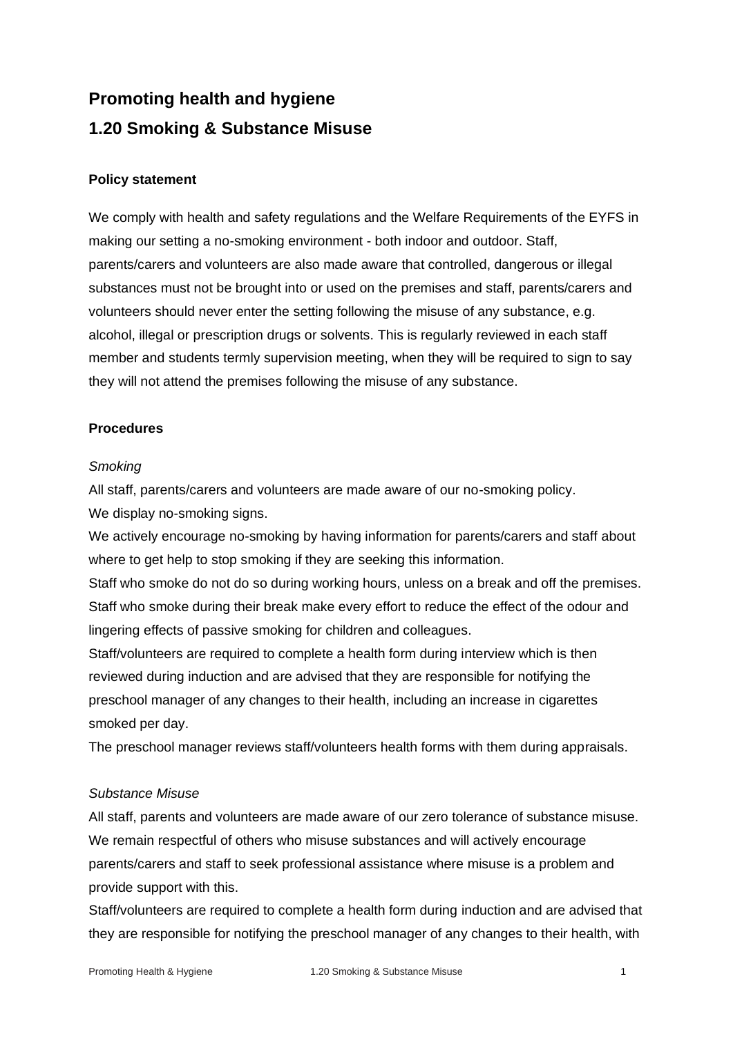# Promoting health and hygiene

## 1.20 Smoking & Substance Misuse

### Policy statement

We comply with health and safety regulations and the Welfare Requirements of the EYFS in making our setting a no-smoking environment - both indoor and outdoor. Staff, parents/carers and volunteers are also made aware that controlled, dangerous or illegal substances must not be brought into or used on the premises and staff, parents/carers and volunteers should never enter the setting following the misuse of any substance, e.g. alcohol, illegal or prescription drugs or solvents. This is regularly reviewed in each staff member and students termly supervision meeting, when they will be required to sign to say they will not attend the premises following the misuse of any substance.

### Procedures

*Smoking*

All staff, parents/carers and volunteers are made aware of our no-smoking policy.
We display no-smoking signs.
We actively encourage no-smoking by having information for parents/carers and staff about where to get help to stop smoking if they are seeking this information.
Staff who smoke do not do so during working hours, unless on a break and off the premises.
Staff who smoke during their break make every effort to reduce the effect of the odour and lingering effects of passive smoking for children and colleagues.
Staff/volunteers are required to complete a health form during interview which is then reviewed during induction and are advised that they are responsible for notifying the preschool manager of any changes to their health, including an increase in cigarettes smoked per day.
The preschool manager reviews staff/volunteers health forms with them during appraisals.

*Substance Misuse*

All staff, parents and volunteers are made aware of our zero tolerance of substance misuse.
We remain respectful of others who misuse substances and will actively encourage parents/carers and staff to seek professional assistance where misuse is a problem and provide support with this.
Staff/volunteers are required to complete a health form during induction and are advised that they are responsible for notifying the preschool manager of any changes to their health, with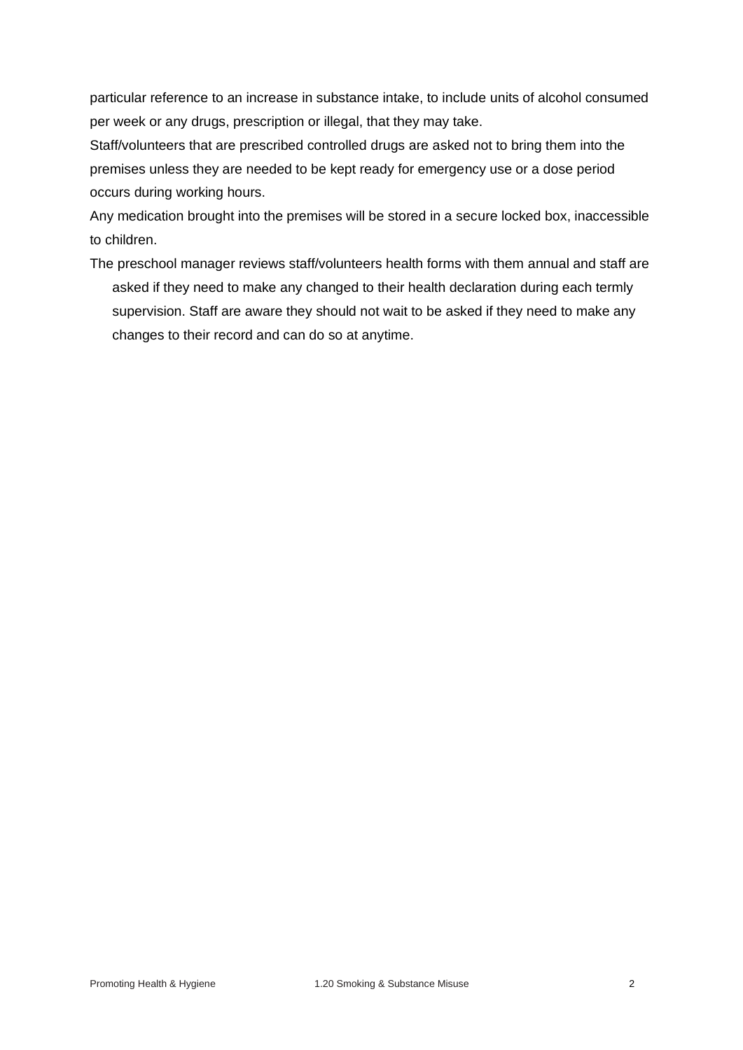particular reference to an increase in substance intake, to include units of alcohol consumed per week or any drugs, prescription or illegal, that they may take.

Staff/volunteers that are prescribed controlled drugs are asked not to bring them into the premises unless they are needed to be kept ready for emergency use or a dose period occurs during working hours.

Any medication brought into the premises will be stored in a secure locked box, inaccessible to children.

The preschool manager reviews staff/volunteers health forms with them annual and staff are asked if they need to make any changed to their health declaration during each termly supervision. Staff are aware they should not wait to be asked if they need to make any changes to their record and can do so at anytime.